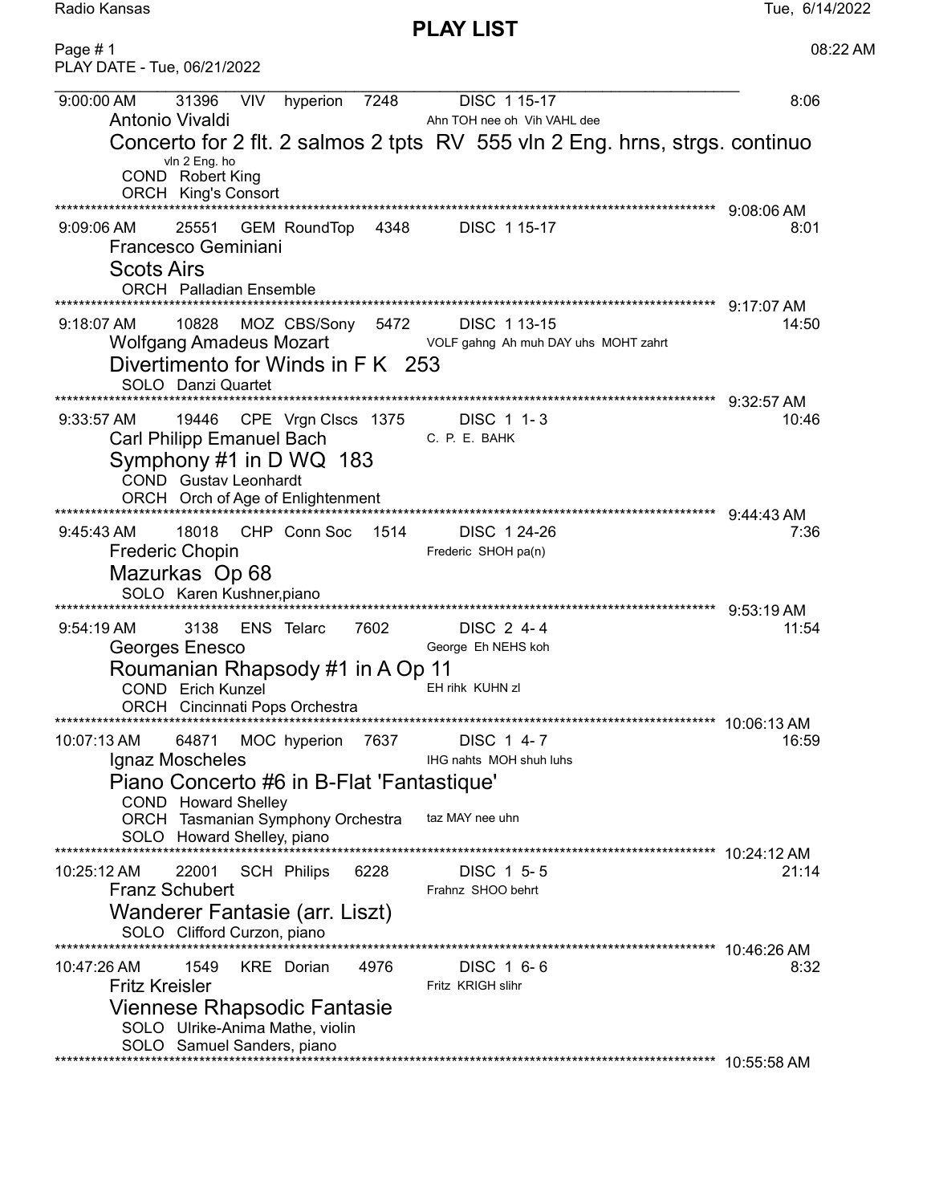Radio Kansas

# PLAY LIST

Tue, 6/14/2022

08:22 AM

PLAY DATE - Tue, 06/21/2022

---

9:00:00 AM 31396 VIV hyperion 7248 DISC 1 15-17 8:06

Antonio Vivaldi — Ahn TOH nee oh Vih VAHL dee

## Concerto for 2 flt. 2 salmos 2 tpts RV 555 vln 2 Eng. hrns, strgs. continuo

vln 2 Eng. ho

COND Robert King

ORCH King's Consort

9:08:06 AM

---

9:09:06 AM 25551 GEM RoundTop 4348 DISC 1 15-17 8:01

Francesco Geminiani

## Scots Airs

ORCH Palladian Ensemble

9:17:07 AM

---

9:18:07 AM 10828 MOZ CBS/Sony 5472 DISC 1 13-15 14:50

Wolfgang Amadeus Mozart — VOLF gahng Ah muh DAY uhs MOHT zahrt

## Divertimento for Winds in F K 253

SOLO Danzi Quartet

9:32:57 AM

---

9:33:57 AM 19446 CPE Vrgn Clscs 1375 DISC 1 1- 3 10:46

Carl Philipp Emanuel Bach — C. P. E. BAHK

## Symphony #1 in D WQ 183

COND Gustav Leonhardt

ORCH Orch of Age of Enlightenment

9:44:43 AM

---

9:45:43 AM 18018 CHP Conn Soc 1514 DISC 1 24-26 7:36

Frederic Chopin — Frederic SHOH pa(n)

## Mazurkas Op 68

SOLO Karen Kushner,piano

9:53:19 AM

---

9:54:19 AM 3138 ENS Telarc 7602 DISC 2 4- 4 11:54

Georges Enesco — George Eh NEHS koh

## Roumanian Rhapsody #1 in A Op 11

COND Erich Kunzel — EH rihk KUHN zl

ORCH Cincinnati Pops Orchestra

10:06:13 AM

---

10:07:13 AM 64871 MOC hyperion 7637 DISC 1 4- 7 16:59

Ignaz Moscheles — IHG nahts MOH shuh luhs

## Piano Concerto #6 in B-Flat 'Fantastique'

COND Howard Shelley

ORCH Tasmanian Symphony Orchestra — taz MAY nee uhn

SOLO Howard Shelley, piano

10:24:12 AM

---

10:25:12 AM 22001 SCH Philips 6228 DISC 1 5- 5 21:14

Franz Schubert — Frahnz SHOO behrt

## Wanderer Fantasie (arr. Liszt)

SOLO Clifford Curzon, piano

10:46:26 AM

---

10:47:26 AM 1549 KRE Dorian 4976 DISC 1 6- 6 8:32

Fritz Kreisler — Fritz KRIGH slihr

## Viennese Rhapsodic Fantasie

SOLO Ulrike-Anima Mathe, violin

SOLO Samuel Sanders, piano

10:55:58 AM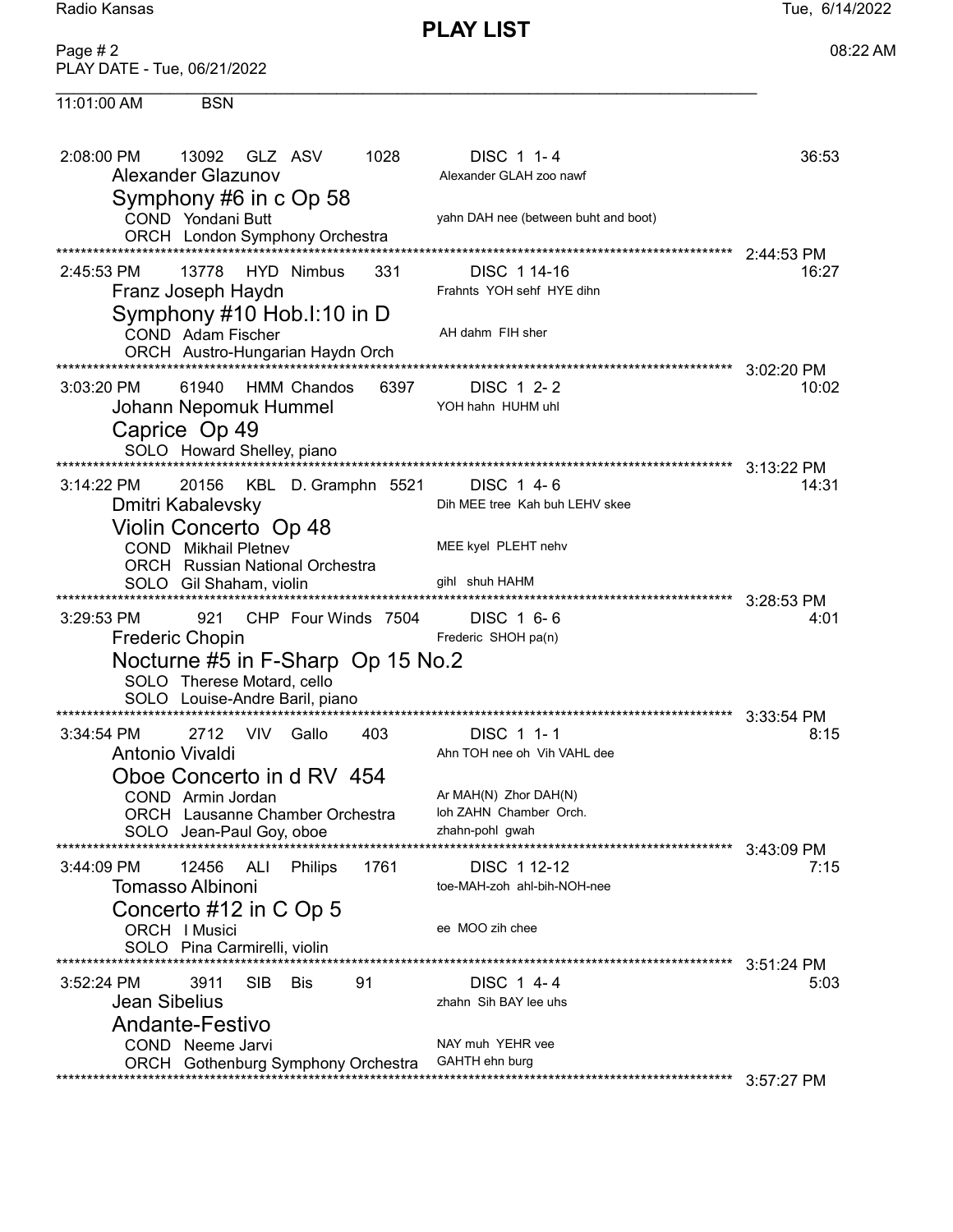# PLAY LIST

Radio Kansas — Tue, 6/14/2022 08:22 AM

Page # 2
PLAY DATE - Tue, 06/21/2022

11:01:00 AM BSN

---

2:08:00 PM 13092 GLZ ASV 1028 DISC 1 1- 4 — 36:53

Alexander Glazunov — Alexander GLAH zoo nawf

## Symphony #6 in c Op 58

COND Yondani Butt — yahn DAH nee (between buht and boot)
ORCH London Symphony Orchestra

2:44:53 PM

---

2:45:53 PM 13778 HYD Nimbus 331 DISC 1 14-16 — 16:27

Franz Joseph Haydn — Frahnts YOH sehf HYE dihn

## Symphony #10 Hob.I:10 in D

COND Adam Fischer — AH dahm FIH sher
ORCH Austro-Hungarian Haydn Orch

3:02:20 PM

---

3:03:20 PM 61940 HMM Chandos 6397 DISC 1 2- 2 — 10:02

Johann Nepomuk Hummel — YOH hahn HUHM uhl

## Caprice Op 49

SOLO Howard Shelley, piano

3:13:22 PM

---

3:14:22 PM 20156 KBL D. Gramphn 5521 DISC 1 4- 6 — 14:31

Dmitri Kabalevsky — Dih MEE tree Kah buh LEHV skee

## Violin Concerto Op 48

COND Mikhail Pletnev — MEE kyel PLEHT nehv
ORCH Russian National Orchestra
SOLO Gil Shaham, violin — gihl shuh HAHM

3:28:53 PM

---

3:29:53 PM 921 CHP Four Winds 7504 DISC 1 6- 6 — 4:01

Frederic Chopin — Frederic SHOH pa(n)

## Nocturne #5 in F-Sharp Op 15 No.2

SOLO Therese Motard, cello
SOLO Louise-Andre Baril, piano

3:33:54 PM

---

3:34:54 PM 2712 VIV Gallo 403 DISC 1 1- 1 — 8:15

Antonio Vivaldi — Ahn TOH nee oh Vih VAHL dee

## Oboe Concerto in d RV 454

COND Armin Jordan — Ar MAH(N) Zhor DAH(N)
ORCH Lausanne Chamber Orchestra — loh ZAHN Chamber Orch.
SOLO Jean-Paul Goy, oboe — zhahn-pohl gwah

3:43:09 PM

---

3:44:09 PM 12456 ALI Philips 1761 DISC 1 12-12 — 7:15

Tomasso Albinoni — toe-MAH-zoh ahl-bih-NOH-nee

## Concerto #12 in C Op 5

ORCH I Musici — ee MOO zih chee
SOLO Pina Carmirelli, violin

3:51:24 PM

---

3:52:24 PM 3911 SIB Bis 91 DISC 1 4- 4 — 5:03

Jean Sibelius — zhahn Sih BAY lee uhs

## Andante-Festivo

COND Neeme Jarvi — NAY muh YEHR vee
ORCH Gothenburg Symphony Orchestra — GAHTH ehn burg

3:57:27 PM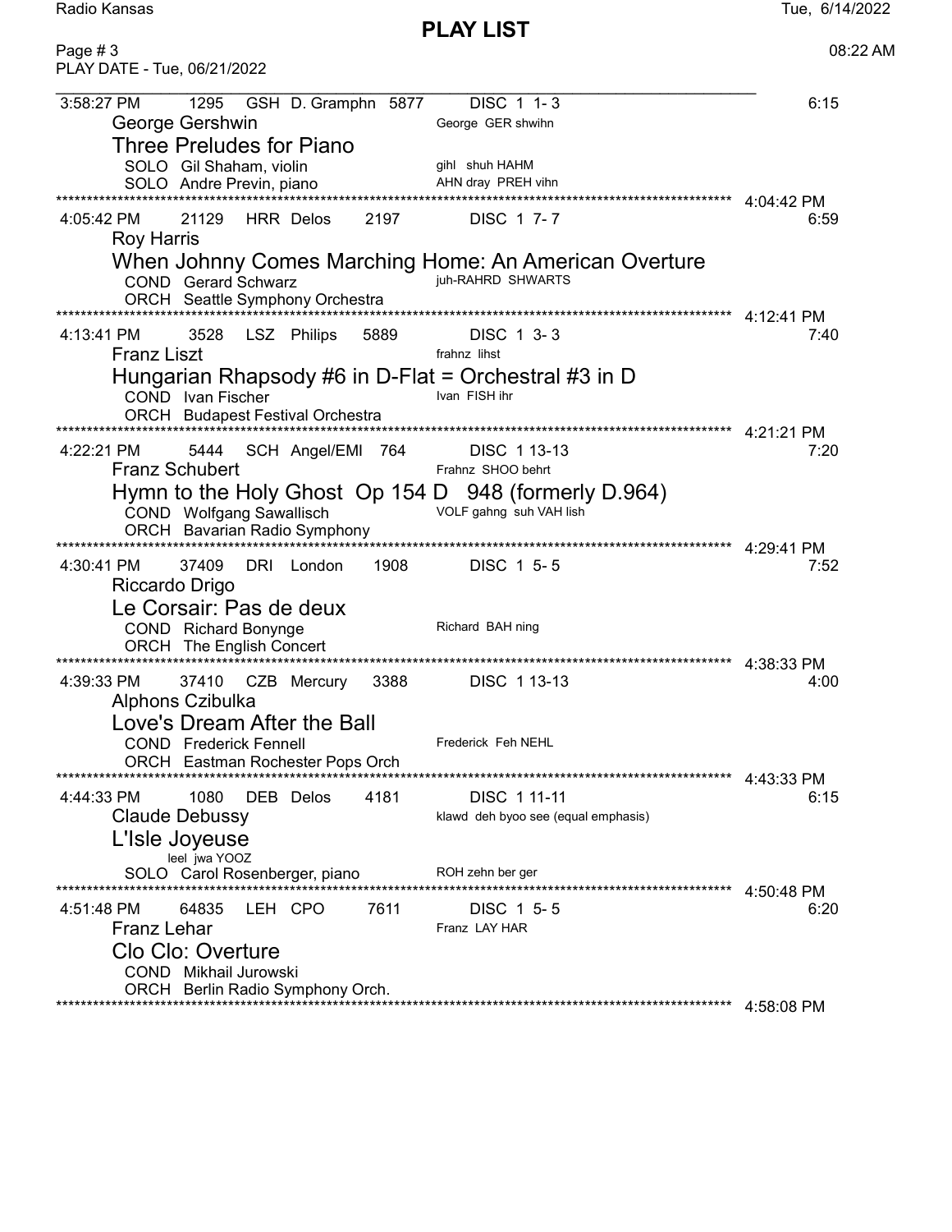# PLAY LIST

PLAY DATE - Tue, 06/21/2022

---

3:58:27 PM 1295 GSH D. Gramphn 5877 DISC 1 1- 3 6:15

George Gershwin — George GER shwihn

**Three Preludes for Piano**

SOLO Gil Shaham, violin — gihl shuh HAHM

SOLO Andre Previn, piano — AHN dray PREH vihn

4:04:42 PM

---

4:05:42 PM 21129 HRR Delos 2197 DISC 1 7- 7 6:59

Roy Harris

**When Johnny Comes Marching Home: An American Overture**

COND Gerard Schwarz — juh-RAHRD SHWARTS

ORCH Seattle Symphony Orchestra

4:12:41 PM

---

4:13:41 PM 3528 LSZ Philips 5889 DISC 1 3- 3 7:40

Franz Liszt — frahnz lihst

**Hungarian Rhapsody #6 in D-Flat = Orchestral #3 in D**

COND Ivan Fischer — Ivan FISH ihr

ORCH Budapest Festival Orchestra

4:21:21 PM

---

4:22:21 PM 5444 SCH Angel/EMI 764 DISC 1 13-13 7:20

Franz Schubert — Frahnz SHOO behrt

**Hymn to the Holy Ghost Op 154 D 948 (formerly D.964)**

COND Wolfgang Sawallisch — VOLF gahng suh VAH lish

ORCH Bavarian Radio Symphony

4:29:41 PM

---

4:30:41 PM 37409 DRI London 1908 DISC 1 5- 5 7:52

Riccardo Drigo

**Le Corsair: Pas de deux**

COND Richard Bonynge — Richard BAH ning

ORCH The English Concert

4:38:33 PM

---

4:39:33 PM 37410 CZB Mercury 3388 DISC 1 13-13 4:00

Alphons Czibulka

**Love's Dream After the Ball**

COND Frederick Fennell — Frederick Feh NEHL

ORCH Eastman Rochester Pops Orch

4:43:33 PM

---

4:44:33 PM 1080 DEB Delos 4181 DISC 1 11-11 6:15

Claude Debussy — klawd deh byoo see (equal emphasis)

**L'Isle Joyeuse**

leel jwa YOOZ

SOLO Carol Rosenberger, piano — ROH zehn ber ger

4:50:48 PM

---

4:51:48 PM 64835 LEH CPO 7611 DISC 1 5- 5 6:20

Franz Lehar — Franz LAY HAR

**Clo Clo: Overture**

COND Mikhail Jurowski

ORCH Berlin Radio Symphony Orch.

4:58:08 PM